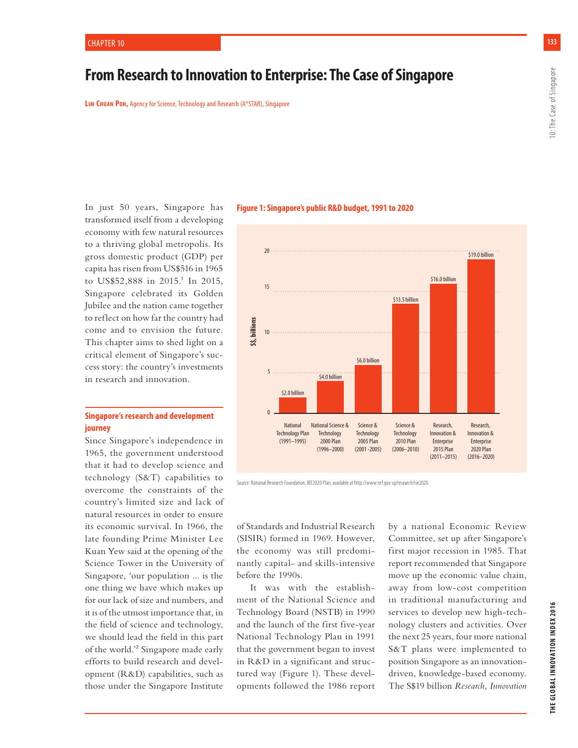CHAPTER 10

# From Research to Innovation to Enterprise: The Case of Singapore

**Lim Chuan Poh,** Agency for Science, Technology and Research (A*STAR), Singapore

In just 50 years, Singapore has transformed itself from a developing economy with few natural resources to a thriving global metropolis. Its gross domestic product (GDP) per capita has risen from US$516 in 1965 to US$52,888 in 2015.[1] In 2015, Singapore celebrated its Golden Jubilee and the nation came together to reflect on how far the country had come and to envision the future. This chapter aims to shed light on a critical element of Singapore's success story: the country's investments in research and innovation.

**Figure 1: Singapore's public R&D budget, 1991 to 2020**

S$, billions

20

15

10

5

0

$2.0 billion

$4.0 billion

$6.0 billion

$13.5 billion

$16.0 billion

$19.0 billion

National Technology Plan (1991–1995)

National Science & Technology 2000 Plan (1996–2000)

Science & Technology 2005 Plan (2001 -2005)

Science & Technology 2010 Plan (2006–2010)

Research, Innovation & Enterprise 2015 Plan (2011–2015)

Research, Innovation & Enterprise 2020 Plan (2016–2020)

Source: National Research Foundation, RIE2020 Plan, available at http://www.nrf.gov.sg/research/rie2020.

## Singapore's research and development journey

Since Singapore's independence in 1965, the government understood that it had to develop science and technology (S&T) capabilities to overcome the constraints of the country's limited size and lack of natural resources in order to ensure its economic survival. In 1966, the late founding Prime Minister Lee Kuan Yew said at the opening of the Science Tower in the University of Singapore, 'our population ... is the one thing we have which makes up for our lack of size and numbers, and it is of the utmost importance that, in the field of science and technology, we should lead the field in this part of the world.'[2] Singapore made early efforts to build research and development (R&D) capabilities, such as those under the Singapore Institute of Standards and Industrial Research (SISIR) formed in 1969. However, the economy was still predominantly capital- and skills-intensive before the 1990s.

It was with the establishment of the National Science and Technology Board (NSTB) in 1990 and the launch of the first five-year National Technology Plan in 1991 that the government began to invest in R&D in a significant and structured way (Figure 1). These developments followed the 1986 report by a national Economic Review Committee, set up after Singapore's first major recession in 1985. That report recommended that Singapore move up the economic value chain, away from low-cost competition in traditional manufacturing and services to develop new high-technology clusters and activities. Over the next 25 years, four more national S&T plans were implemented to position Singapore as an innovation-driven, knowledge-based economy. The S$19 billion *Research, Innovation*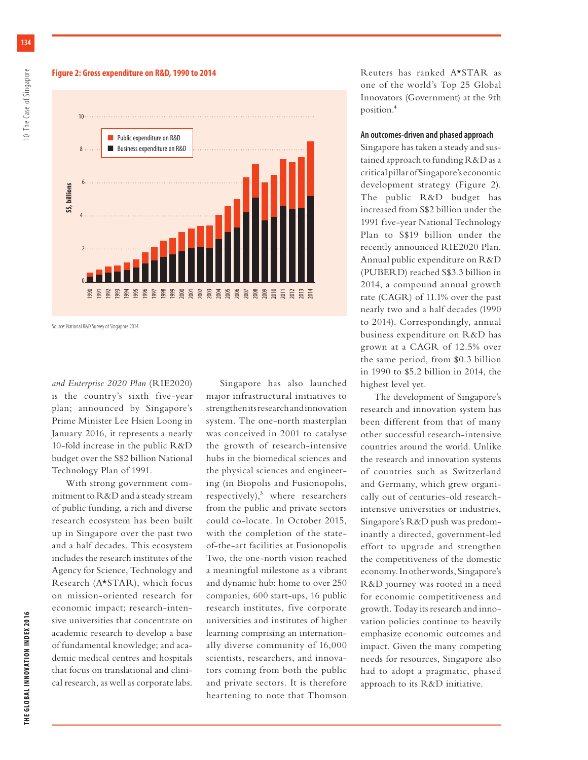**Figure 2: Gross expenditure on R&D, 1990 to 2014**

Public expenditure on R&D
Business expenditure on R&D

S$, billions

10
8
6
4
2
0

1990 1991 1992 1993 1994 1995 1996 1997 1998 1999 2000 2001 2002 2003 2004 2005 2006 2007 2008 2009 2010 2011 2012 2013 2014

Source: National R&D Survey of Singapore 2014.

*and Enterprise 2020 Plan* (RIE2020) is the country's sixth five-year plan; announced by Singapore's Prime Minister Lee Hsien Loong in January 2016, it represents a nearly 10-fold increase in the public R&D budget over the S$2 billion National Technology Plan of 1991.

With strong government commitment to R&D and a steady stream of public funding, a rich and diverse research ecosystem has been built up in Singapore over the past two and a half decades. This ecosystem includes the research institutes of the Agency for Science, Technology and Research (A*STAR), which focus on mission-oriented research for economic impact; research-intensive universities that concentrate on academic research to develop a base of fundamental knowledge; and academic medical centres and hospitals that focus on translational and clinical research, as well as corporate labs.

Singapore has also launched major infrastructural initiatives to strengthen its research and innovation system. The one-north masterplan was conceived in 2001 to catalyse the growth of research-intensive hubs in the biomedical sciences and the physical sciences and engineering (in Biopolis and Fusionopolis, respectively),[3] where researchers from the public and private sectors could co-locate. In October 2015, with the completion of the state-of-the-art facilities at Fusionopolis Two, the one-north vision reached a meaningful milestone as a vibrant and dynamic hub: home to over 250 companies, 600 start-ups, 16 public research institutes, five corporate universities and institutes of higher learning comprising an internationally diverse community of 16,000 scientists, researchers, and innovators coming from both the public and private sectors. It is therefore heartening to note that Thomson Reuters has ranked A*STAR as one of the world's Top 25 Global Innovators (Government) at the 9th position.[4]

#### An outcomes-driven and phased approach

Singapore has taken a steady and sustained approach to funding R&D as a critical pillar of Singapore's economic development strategy (Figure 2). The public R&D budget has increased from S$2 billion under the 1991 five-year National Technology Plan to S$19 billion under the recently announced RIE2020 Plan. Annual public expenditure on R&D (PUBERD) reached S$3.3 billion in 2014, a compound annual growth rate (CAGR) of 11.1% over the past nearly two and a half decades (1990 to 2014). Correspondingly, annual business expenditure on R&D has grown at a CAGR of 12.5% over the same period, from $0.3 billion in 1990 to $5.2 billion in 2014, the highest level yet.

The development of Singapore's research and innovation system has been different from that of many other successful research-intensive countries around the world. Unlike the research and innovation systems of countries such as Switzerland and Germany, which grew organically out of centuries-old research-intensive universities or industries, Singapore's R&D push was predominantly a directed, government-led effort to upgrade and strengthen the competitiveness of the domestic economy. In other words, Singapore's R&D journey was rooted in a need for economic competitiveness and growth. Today its research and innovation policies continue to heavily emphasize economic outcomes and impact. Given the many competing needs for resources, Singapore also had to adopt a pragmatic, phased approach to its R&D initiative.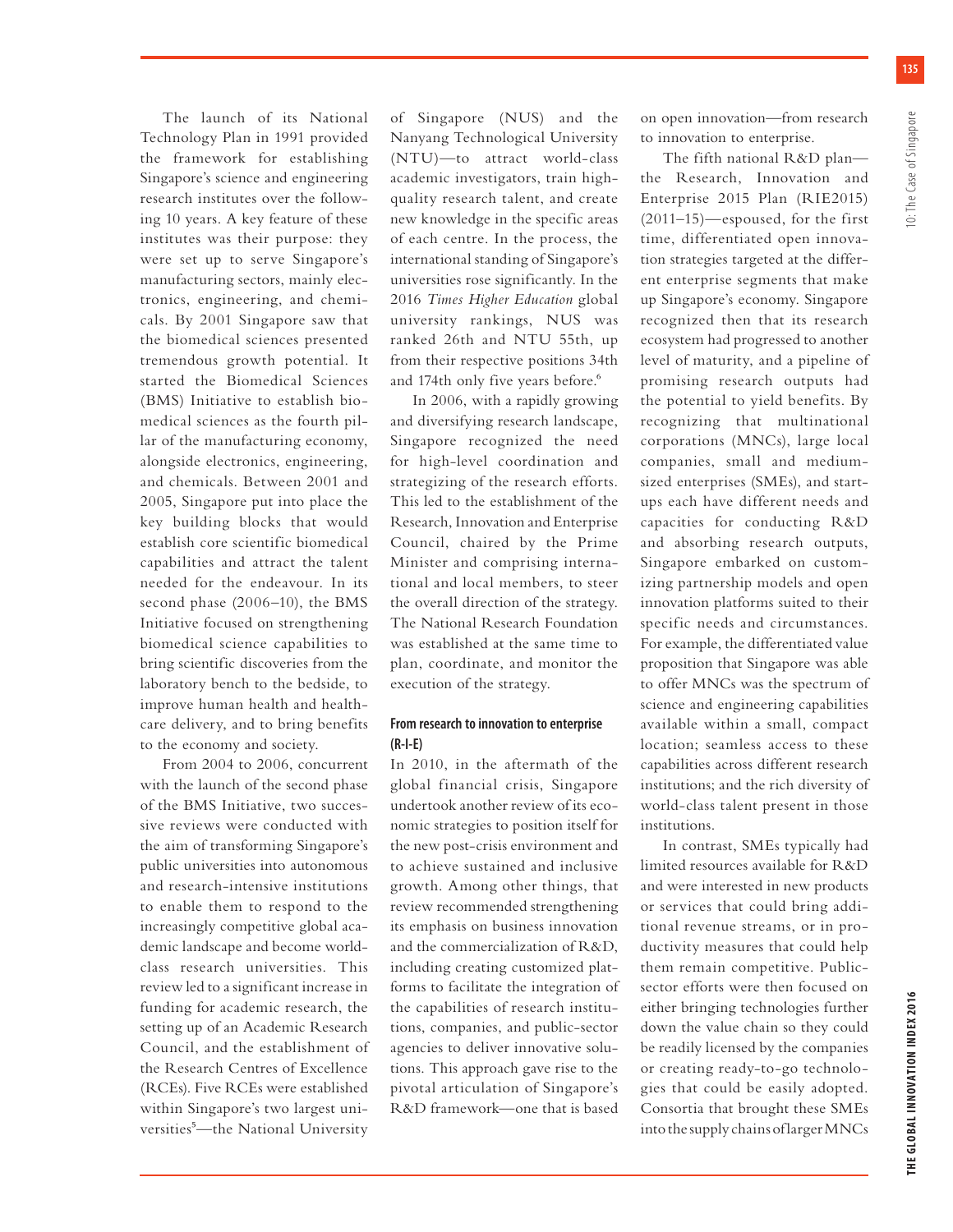The launch of its National Technology Plan in 1991 provided the framework for establishing Singapore's science and engineering research institutes over the following 10 years. A key feature of these institutes was their purpose: they were set up to serve Singapore's manufacturing sectors, mainly electronics, engineering, and chemicals. By 2001 Singapore saw that the biomedical sciences presented tremendous growth potential. It started the Biomedical Sciences (BMS) Initiative to establish biomedical sciences as the fourth pillar of the manufacturing economy, alongside electronics, engineering, and chemicals. Between 2001 and 2005, Singapore put into place the key building blocks that would establish core scientific biomedical capabilities and attract the talent needed for the endeavour. In its second phase (2006–10), the BMS Initiative focused on strengthening biomedical science capabilities to bring scientific discoveries from the laboratory bench to the bedside, to improve human health and healthcare delivery, and to bring benefits to the economy and society.

From 2004 to 2006, concurrent with the launch of the second phase of the BMS Initiative, two successive reviews were conducted with the aim of transforming Singapore's public universities into autonomous and research-intensive institutions to enable them to respond to the increasingly competitive global academic landscape and become world-class research universities. This review led to a significant increase in funding for academic research, the setting up of an Academic Research Council, and the establishment of the Research Centres of Excellence (RCEs). Five RCEs were established within Singapore's two largest universities[5]—the National University of Singapore (NUS) and the Nanyang Technological University (NTU)—to attract world-class academic investigators, train high-quality research talent, and create new knowledge in the specific areas of each centre. In the process, the international standing of Singapore's universities rose significantly. In the 2016 *Times Higher Education* global university rankings, NUS was ranked 26th and NTU 55th, up from their respective positions 34th and 174th only five years before.[6]

In 2006, with a rapidly growing and diversifying research landscape, Singapore recognized the need for high-level coordination and strategizing of the research efforts. This led to the establishment of the Research, Innovation and Enterprise Council, chaired by the Prime Minister and comprising international and local members, to steer the overall direction of the strategy. The National Research Foundation was established at the same time to plan, coordinate, and monitor the execution of the strategy.

#### From research to innovation to enterprise (R-I-E)

In 2010, in the aftermath of the global financial crisis, Singapore undertook another review of its economic strategies to position itself for the new post-crisis environment and to achieve sustained and inclusive growth. Among other things, that review recommended strengthening its emphasis on business innovation and the commercialization of R&D, including creating customized platforms to facilitate the integration of the capabilities of research institutions, companies, and public-sector agencies to deliver innovative solutions. This approach gave rise to the pivotal articulation of Singapore's R&D framework—one that is based on open innovation—from research to innovation to enterprise.

The fifth national R&D plan—the Research, Innovation and Enterprise 2015 Plan (RIE2015) (2011–15)—espoused, for the first time, differentiated open innovation strategies targeted at the different enterprise segments that make up Singapore's economy. Singapore recognized then that its research ecosystem had progressed to another level of maturity, and a pipeline of promising research outputs had the potential to yield benefits. By recognizing that multinational corporations (MNCs), large local companies, small and medium-sized enterprises (SMEs), and start-ups each have different needs and capacities for conducting R&D and absorbing research outputs, Singapore embarked on customizing partnership models and open innovation platforms suited to their specific needs and circumstances. For example, the differentiated value proposition that Singapore was able to offer MNCs was the spectrum of science and engineering capabilities available within a small, compact location; seamless access to these capabilities across different research institutions; and the rich diversity of world-class talent present in those institutions.

In contrast, SMEs typically had limited resources available for R&D and were interested in new products or services that could bring additional revenue streams, or in productivity measures that could help them remain competitive. Public-sector efforts were then focused on either bringing technologies further down the value chain so they could be readily licensed by the companies or creating ready-to-go technologies that could be easily adopted. Consortia that brought these SMEs into the supply chains of larger MNCs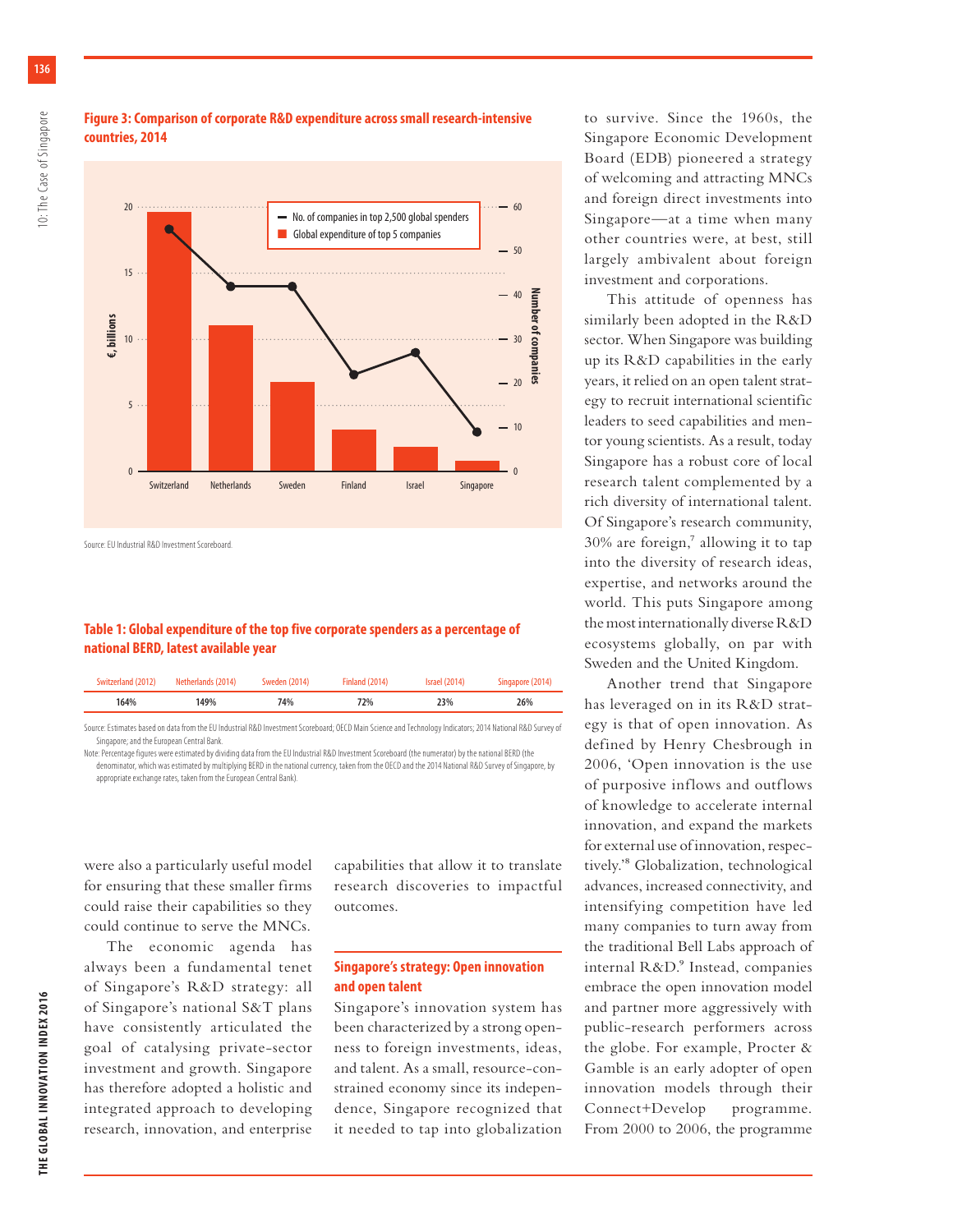**Figure 3: Comparison of corporate R&D expenditure across small research-intensive countries, 2014**

€, billions

20
15
10
5
0

Number of companies

60
50
40
30
20
10
0

No. of companies in top 2,500 global spenders
Global expenditure of top 5 companies

Switzerland
Netherlands
Sweden
Finland
Israel
Singapore

Source: EU Industrial R&D Investment Scoreboard.

**Table 1: Global expenditure of the top five corporate spenders as a percentage of national BERD, latest available year**

| Switzerland (2012) | Netherlands (2014) | Sweden (2014) | Finland (2014) | Israel (2014) | Singapore (2014) |
|---|---|---|---|---|---|
| 164% | 149% | 74% | 72% | 23% | 26% |

Source: Estimates based on data from the EU Industrial R&D Investment Scoreboard; OECD Main Science and Technology Indicators; 2014 National R&D Survey of Singapore; and the European Central Bank.

Note: Percentage figures were estimated by dividing data from the EU Industrial R&D Investment Scoreboard (the numerator) by the national BERD (the denominator, which was estimated by multiplying BERD in the national currency, taken from the OECD and the 2014 National R&D Survey of Singapore, by appropriate exchange rates, taken from the European Central Bank).

were also a particularly useful model for ensuring that these smaller firms could raise their capabilities so they could continue to serve the MNCs.

The economic agenda has always been a fundamental tenet of Singapore's R&D strategy: all of Singapore's national S&T plans have consistently articulated the goal of catalysing private-sector investment and growth. Singapore has therefore adopted a holistic and integrated approach to developing research, innovation, and enterprise capabilities that allow it to translate research discoveries to impactful outcomes.

## Singapore's strategy: Open innovation and open talent

Singapore's innovation system has been characterized by a strong openness to foreign investments, ideas, and talent. As a small, resource-constrained economy since its independence, Singapore recognized that it needed to tap into globalization to survive. Since the 1960s, the Singapore Economic Development Board (EDB) pioneered a strategy of welcoming and attracting MNCs and foreign direct investments into Singapore—at a time when many other countries were, at best, still largely ambivalent about foreign investment and corporations.

This attitude of openness has similarly been adopted in the R&D sector. When Singapore was building up its R&D capabilities in the early years, it relied on an open talent strategy to recruit international scientific leaders to seed capabilities and mentor young scientists. As a result, today Singapore has a robust core of local research talent complemented by a rich diversity of international talent. Of Singapore's research community, 30% are foreign,[7] allowing it to tap into the diversity of research ideas, expertise, and networks around the world. This puts Singapore among the most internationally diverse R&D ecosystems globally, on par with Sweden and the United Kingdom.

Another trend that Singapore has leveraged on in its R&D strategy is that of open innovation. As defined by Henry Chesbrough in 2006, 'Open innovation is the use of purposive inflows and outflows of knowledge to accelerate internal innovation, and expand the markets for external use of innovation, respectively.'[8] Globalization, technological advances, increased connectivity, and intensifying competition have led many companies to turn away from the traditional Bell Labs approach of internal R&D.[9] Instead, companies embrace the open innovation model and partner more aggressively with public-research performers across the globe. For example, Procter & Gamble is an early adopter of open innovation models through their Connect+Develop programme. From 2000 to 2006, the programme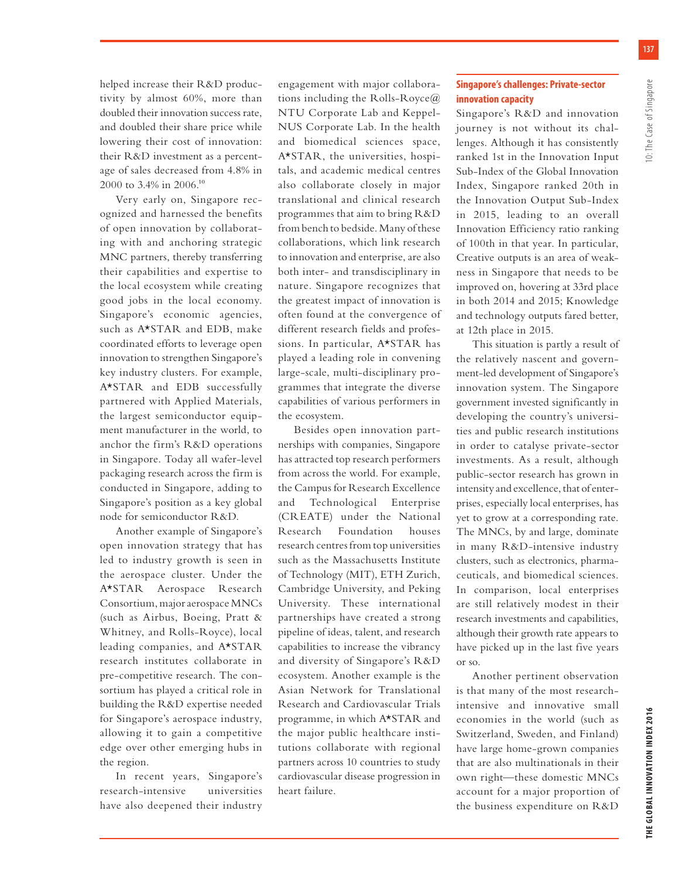helped increase their R&D productivity by almost 60%, more than doubled their innovation success rate, and doubled their share price while lowering their cost of innovation: their R&D investment as a percentage of sales decreased from 4.8% in 2000 to 3.4% in 2006.[10]

Very early on, Singapore recognized and harnessed the benefits of open innovation by collaborating with and anchoring strategic MNC partners, thereby transferring their capabilities and expertise to the local ecosystem while creating good jobs in the local economy. Singapore's economic agencies, such as A*STAR and EDB, make coordinated efforts to leverage open innovation to strengthen Singapore's key industry clusters. For example, A*STAR and EDB successfully partnered with Applied Materials, the largest semiconductor equipment manufacturer in the world, to anchor the firm's R&D operations in Singapore. Today all wafer-level packaging research across the firm is conducted in Singapore, adding to Singapore's position as a key global node for semiconductor R&D.

Another example of Singapore's open innovation strategy that has led to industry growth is seen in the aerospace cluster. Under the A*STAR Aerospace Research Consortium, major aerospace MNCs (such as Airbus, Boeing, Pratt & Whitney, and Rolls-Royce), local leading companies, and A*STAR research institutes collaborate in pre-competitive research. The consortium has played a critical role in building the R&D expertise needed for Singapore's aerospace industry, allowing it to gain a competitive edge over other emerging hubs in the region.

In recent years, Singapore's research-intensive universities have also deepened their industry engagement with major collaborations including the Rolls-Royce@NTU Corporate Lab and Keppel-NUS Corporate Lab. In the health and biomedical sciences space, A*STAR, the universities, hospitals, and academic medical centres also collaborate closely in major translational and clinical research programmes that aim to bring R&D from bench to bedside. Many of these collaborations, which link research to innovation and enterprise, are also both inter- and transdisciplinary in nature. Singapore recognizes that the greatest impact of innovation is often found at the convergence of different research fields and professions. In particular, A*STAR has played a leading role in convening large-scale, multi-disciplinary programmes that integrate the diverse capabilities of various performers in the ecosystem.

Besides open innovation partnerships with companies, Singapore has attracted top research performers from across the world. For example, the Campus for Research Excellence and Technological Enterprise (CREATE) under the National Research Foundation houses research centres from top universities such as the Massachusetts Institute of Technology (MIT), ETH Zurich, Cambridge University, and Peking University. These international partnerships have created a strong pipeline of ideas, talent, and research capabilities to increase the vibrancy and diversity of Singapore's R&D ecosystem. Another example is the Asian Network for Translational Research and Cardiovascular Trials programme, in which A*STAR and the major public healthcare institutions collaborate with regional partners across 10 countries to study cardiovascular disease progression in heart failure.

### Singapore's challenges: Private-sector innovation capacity

Singapore's R&D and innovation journey is not without its challenges. Although it has consistently ranked 1st in the Innovation Input Sub-Index of the Global Innovation Index, Singapore ranked 20th in the Innovation Output Sub-Index in 2015, leading to an overall Innovation Efficiency ratio ranking of 100th in that year. In particular, Creative outputs is an area of weakness in Singapore that needs to be improved on, hovering at 33rd place in both 2014 and 2015; Knowledge and technology outputs fared better, at 12th place in 2015.

This situation is partly a result of the relatively nascent and government-led development of Singapore's innovation system. The Singapore government invested significantly in developing the country's universities and public research institutions in order to catalyse private-sector investments. As a result, although public-sector research has grown in intensity and excellence, that of enterprises, especially local enterprises, has yet to grow at a corresponding rate. The MNCs, by and large, dominate in many R&D-intensive industry clusters, such as electronics, pharmaceuticals, and biomedical sciences. In comparison, local enterprises are still relatively modest in their research investments and capabilities, although their growth rate appears to have picked up in the last five years or so.

Another pertinent observation is that many of the most research-intensive and innovative small economies in the world (such as Switzerland, Sweden, and Finland) have large home-grown companies that are also multinationals in their own right—these domestic MNCs account for a major proportion of the business expenditure on R&D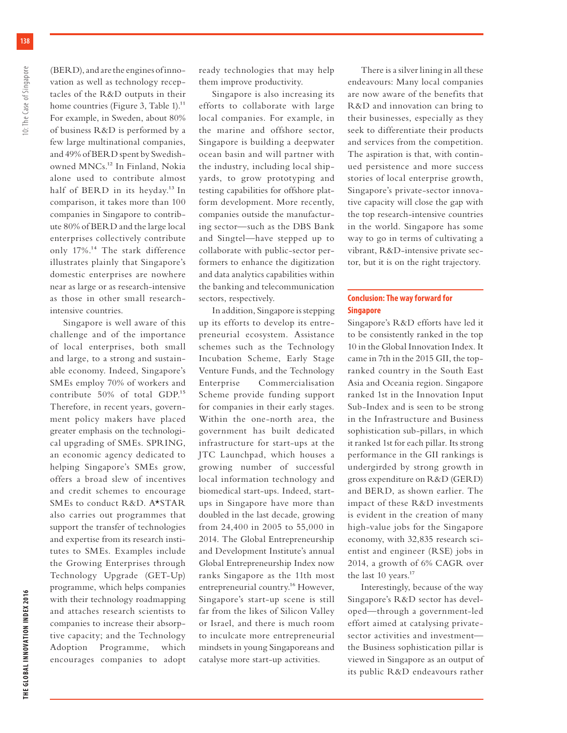(BERD), and are the engines of innovation as well as technology receptacles of the R&D outputs in their home countries (Figure 3, Table 1).[11] For example, in Sweden, about 80% of business R&D is performed by a few large multinational companies, and 49% of BERD spent by Swedish-owned MNCs.[12] In Finland, Nokia alone used to contribute almost half of BERD in its heyday.[13] In comparison, it takes more than 100 companies in Singapore to contribute 80% of BERD and the large local enterprises collectively contribute only 17%.[14] The stark difference illustrates plainly that Singapore's domestic enterprises are nowhere near as large or as research-intensive as those in other small research-intensive countries.

Singapore is well aware of this challenge and of the importance of local enterprises, both small and large, to a strong and sustainable economy. Indeed, Singapore's SMEs employ 70% of workers and contribute 50% of total GDP.[15] Therefore, in recent years, government policy makers have placed greater emphasis on the technological upgrading of SMEs. SPRING, an economic agency dedicated to helping Singapore's SMEs grow, offers a broad slew of incentives and credit schemes to encourage SMEs to conduct R&D. A*STAR also carries out programmes that support the transfer of technologies and expertise from its research institutes to SMEs. Examples include the Growing Enterprises through Technology Upgrade (GET-Up) programme, which helps companies with their technology roadmapping and attaches research scientists to companies to increase their absorptive capacity; and the Technology Adoption Programme, which encourages companies to adopt ready technologies that may help them improve productivity.

Singapore is also increasing its efforts to collaborate with large local companies. For example, in the marine and offshore sector, Singapore is building a deepwater ocean basin and will partner with the industry, including local shipyards, to grow prototyping and testing capabilities for offshore platform development. More recently, companies outside the manufacturing sector—such as the DBS Bank and Singtel—have stepped up to collaborate with public-sector performers to enhance the digitization and data analytics capabilities within the banking and telecommunication sectors, respectively.

In addition, Singapore is stepping up its efforts to develop its entrepreneurial ecosystem. Assistance schemes such as the Technology Incubation Scheme, Early Stage Venture Funds, and the Technology Enterprise Commercialisation Scheme provide funding support for companies in their early stages. Within the one-north area, the government has built dedicated infrastructure for start-ups at the JTC Launchpad, which houses a growing number of successful local information technology and biomedical start-ups. Indeed, start-ups in Singapore have more than doubled in the last decade, growing from 24,400 in 2005 to 55,000 in 2014. The Global Entrepreneurship and Development Institute's annual Global Entrepreneurship Index now ranks Singapore as the 11th most entrepreneurial country.[16] However, Singapore's start-up scene is still far from the likes of Silicon Valley or Israel, and there is much room to inculcate more entrepreneurial mindsets in young Singaporeans and catalyse more start-up activities.

There is a silver lining in all these endeavours: Many local companies are now aware of the benefits that R&D and innovation can bring to their businesses, especially as they seek to differentiate their products and services from the competition. The aspiration is that, with continued persistence and more success stories of local enterprise growth, Singapore's private-sector innovative capacity will close the gap with the top research-intensive countries in the world. Singapore has some way to go in terms of cultivating a vibrant, R&D-intensive private sector, but it is on the right trajectory.

## Conclusion: The way forward for Singapore

Singapore's R&D efforts have led it to be consistently ranked in the top 10 in the Global Innovation Index. It came in 7th in the 2015 GII, the top-ranked country in the South East Asia and Oceania region. Singapore ranked 1st in the Innovation Input Sub-Index and is seen to be strong in the Infrastructure and Business sophistication sub-pillars, in which it ranked 1st for each pillar. Its strong performance in the GII rankings is undergirded by strong growth in gross expenditure on R&D (GERD) and BERD, as shown earlier. The impact of these R&D investments is evident in the creation of many high-value jobs for the Singapore economy, with 32,835 research scientist and engineer (RSE) jobs in 2014, a growth of 6% CAGR over the last 10 years.[17]

Interestingly, because of the way Singapore's R&D sector has developed—through a government-led effort aimed at catalysing private-sector activities and investment—the Business sophistication pillar is viewed in Singapore as an output of its public R&D endeavours rather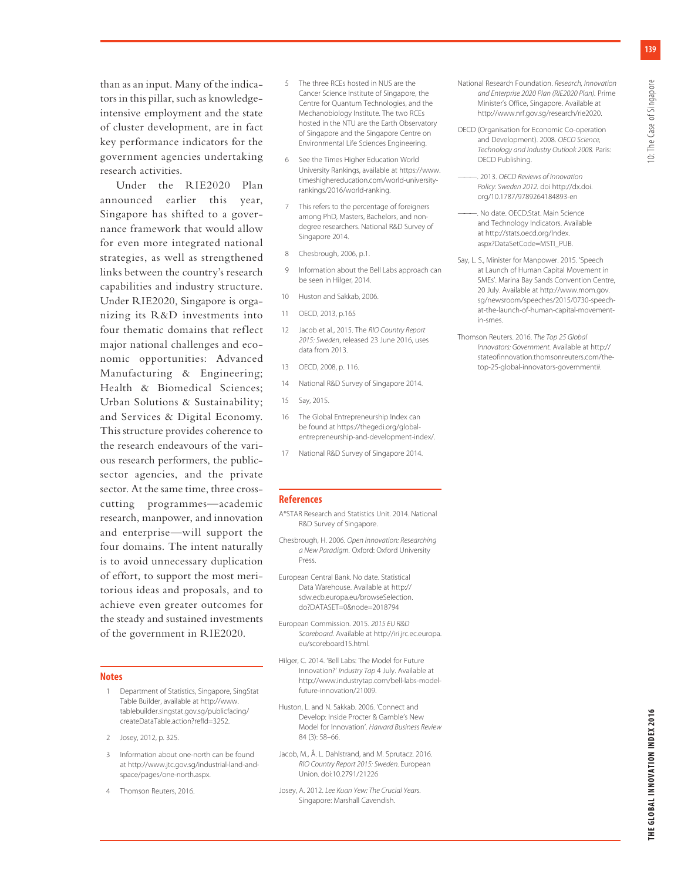than as an input. Many of the indicators in this pillar, such as knowledge-intensive employment and the state of cluster development, are in fact key performance indicators for the government agencies undertaking research activities.

Under the RIE2020 Plan announced earlier this year, Singapore has shifted to a governance framework that would allow for even more integrated national strategies, as well as strengthened links between the country's research capabilities and industry structure. Under RIE2020, Singapore is organizing its R&D investments into four thematic domains that reflect major national challenges and economic opportunities: Advanced Manufacturing & Engineering; Health & Biomedical Sciences; Urban Solutions & Sustainability; and Services & Digital Economy. This structure provides coherence to the research endeavours of the various research performers, the public-sector agencies, and the private sector. At the same time, three cross-cutting programmes—academic research, manpower, and innovation and enterprise—will support the four domains. The intent naturally is to avoid unnecessary duplication of effort, to support the most meritorious ideas and proposals, and to achieve even greater outcomes for the steady and sustained investments of the government in RIE2020.

## Notes

1. Department of Statistics, Singapore, SingStat Table Builder, available at http://www.tablebuilder.singstat.gov.sg/publicfacing/createDataTable.action?refId=3252.
2. Josey, 2012, p. 325.
3. Information about one-north can be found at http://www.jtc.gov.sg/industrial-land-and-space/pages/one-north.aspx.
4. Thomson Reuters, 2016.
5. The three RCEs hosted in NUS are the Cancer Science Institute of Singapore, the Centre for Quantum Technologies, and the Mechanobiology Institute. The two RCEs hosted in the NTU are the Earth Observatory of Singapore and the Singapore Centre on Environmental Life Sciences Engineering.
6. See the Times Higher Education World University Rankings, available at https://www.timeshighereducation.com/world-university-rankings/2016/world-ranking.
7. This refers to the percentage of foreigners among PhD, Masters, Bachelors, and non-degree researchers. National R&D Survey of Singapore 2014.
8. Chesbrough, 2006, p.1.
9. Information about the Bell Labs approach can be seen in Hilger, 2014.
10. Huston and Sakkab, 2006.
11. OECD, 2013, p.165
12. Jacob et al., 2015. The *RIO Country Report 2015: Sweden*, released 23 June 2016, uses data from 2013.
13. OECD, 2008, p. 116.
14. National R&D Survey of Singapore 2014.
15. Say, 2015.
16. The Global Entrepreneurship Index can be found at https://thegedi.org/global-entrepreneurship-and-development-index/.
17. National R&D Survey of Singapore 2014.

## References

A*STAR Research and Statistics Unit. 2014. National R&D Survey of Singapore.

Chesbrough, H. 2006. *Open Innovation: Researching a New Paradigm.* Oxford: Oxford University Press.

European Central Bank. No date. Statistical Data Warehouse. Available at http://sdw.ecb.europa.eu/browseSelection.do?DATASET=0&node=2018794

European Commission. 2015. *2015 EU R&D Scoreboard.* Available at http://iri.jrc.ec.europa.eu/scoreboard15.html.

Hilger, C. 2014. 'Bell Labs: The Model for Future Innovation?' *Industry Tap* 4 July. Available at http://www.industrytap.com/bell-labs-model-future-innovation/21009.

Huston, L. and N. Sakkab. 2006. 'Connect and Develop: Inside Procter & Gamble's New Model for Innovation'. *Harvard Business Review* 84 (3): 58–66.

Jacob, M., Å. L. Dahlstrand, and M. Sprutacz. 2016. *RIO Country Report 2015: Sweden.* European Union. doi:10.2791/21226

Josey, A. 2012. *Lee Kuan Yew: The Crucial Years.* Singapore: Marshall Cavendish.

National Research Foundation. *Research, Innovation and Enterprise 2020 Plan (RIE2020 Plan).* Prime Minister's Office, Singapore. Available at http://www.nrf.gov.sg/research/rie2020.

OECD (Organisation for Economic Co-operation and Development). 2008. *OECD Science, Technology and Industry Outlook 2008.* Paris: OECD Publishing.

———. 2013. *OECD Reviews of Innovation Policy: Sweden 2012.* doi http://dx.doi.org/10.1787/9789264184893-en

———. No date. OECD.Stat. Main Science and Technology Indicators. Available at http://stats.oecd.org/Index.aspx?DataSetCode=MSTI_PUB.

Say, L. S., Minister for Manpower. 2015. 'Speech at Launch of Human Capital Movement in SMEs'. Marina Bay Sands Convention Centre, 20 July. Available at http://www.mom.gov.sg/newsroom/speeches/2015/0730-speech-at-the-launch-of-human-capital-movement-in-smes.

Thomson Reuters. 2016. *The Top 25 Global Innovators: Government.* Available at http://stateofinnovation.thomsonreuters.com/the-top-25-global-innovators-government#.